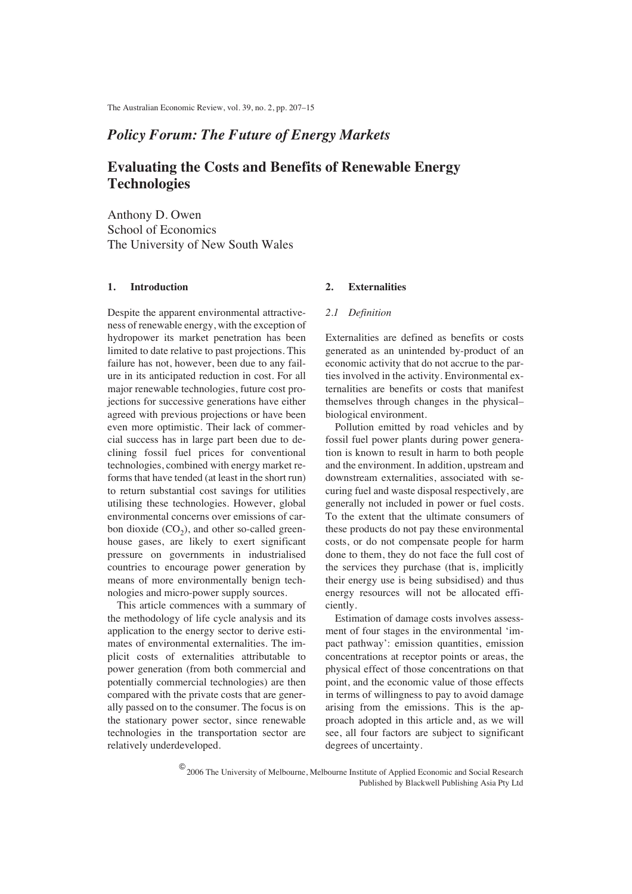*Policy Forum: The Future of Energy Markets*

# Evaluating the Costs and Benefits of Renewable Energy Technologies

Anthony D. Owen
School of Economics
The University of New South Wales

## 1. Introduction

Despite the apparent environmental attractiveness of renewable energy, with the exception of hydropower its market penetration has been limited to date relative to past projections. This failure has not, however, been due to any failure in its anticipated reduction in cost. For all major renewable technologies, future cost projections for successive generations have either agreed with previous projections or have been even more optimistic. Their lack of commercial success has in large part been due to declining fossil fuel prices for conventional technologies, combined with energy market reforms that have tended (at least in the short run) to return substantial cost savings for utilities utilising these technologies. However, global environmental concerns over emissions of carbon dioxide ($CO_2$), and other so-called greenhouse gases, are likely to exert significant pressure on governments in industrialised countries to encourage power generation by means of more environmentally benign technologies and micro-power supply sources.

This article commences with a summary of the methodology of life cycle analysis and its application to the energy sector to derive estimates of environmental externalities. The implicit costs of externalities attributable to power generation (from both commercial and potentially commercial technologies) are then compared with the private costs that are generally passed on to the consumer. The focus is on the stationary power sector, since renewable technologies in the transportation sector are relatively underdeveloped.

## 2. Externalities

### 2.1 Definition

Externalities are defined as benefits or costs generated as an unintended by-product of an economic activity that do not accrue to the parties involved in the activity. Environmental externalities are benefits or costs that manifest themselves through changes in the physical–biological environment.

Pollution emitted by road vehicles and by fossil fuel power plants during power generation is known to result in harm to both people and the environment. In addition, upstream and downstream externalities, associated with securing fuel and waste disposal respectively, are generally not included in power or fuel costs. To the extent that the ultimate consumers of these products do not pay these environmental costs, or do not compensate people for harm done to them, they do not face the full cost of the services they purchase (that is, implicitly their energy use is being subsidised) and thus energy resources will not be allocated efficiently.

Estimation of damage costs involves assessment of four stages in the environmental 'impact pathway': emission quantities, emission concentrations at receptor points or areas, the physical effect of those concentrations on that point, and the economic value of those effects in terms of willingness to pay to avoid damage arising from the emissions. This is the approach adopted in this article and, as we will see, all four factors are subject to significant degrees of uncertainty.

© 2006 The University of Melbourne, Melbourne Institute of Applied Economic and Social Research
Published by Blackwell Publishing Asia Pty Ltd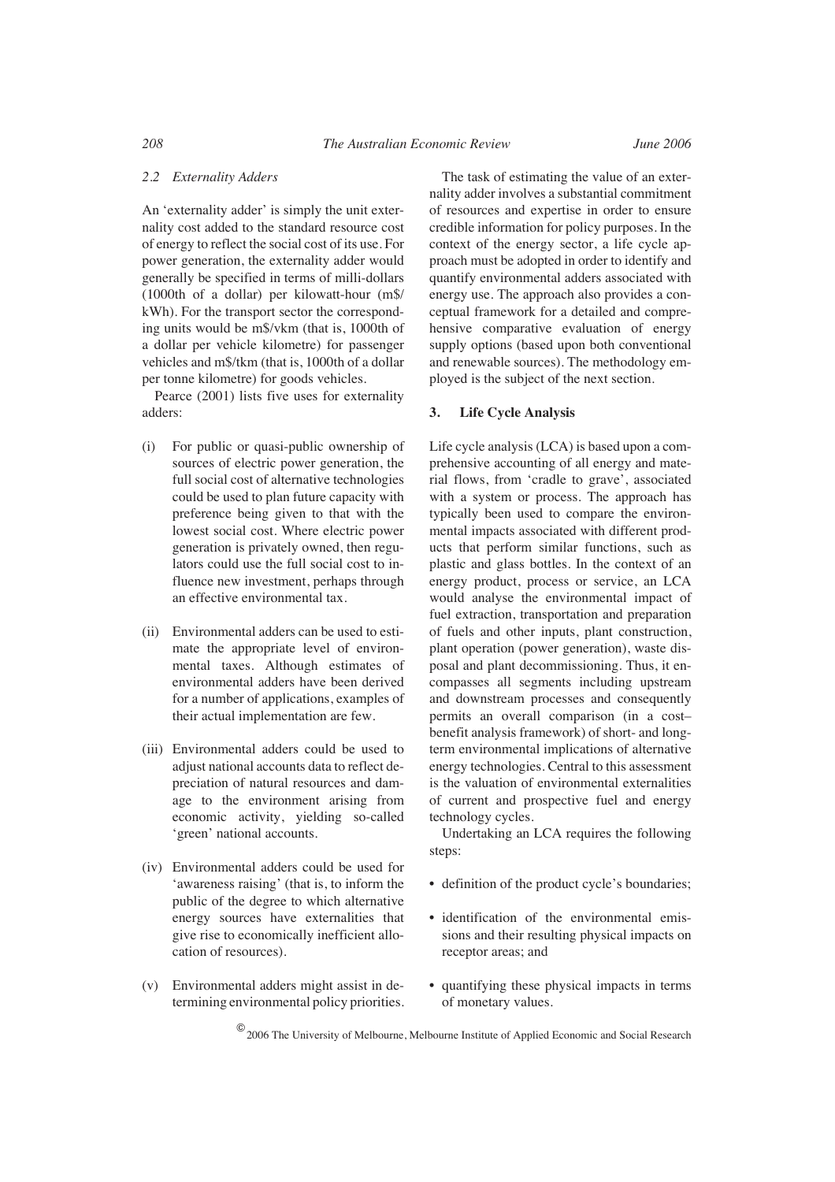### 2.2 Externality Adders

An 'externality adder' is simply the unit externality cost added to the standard resource cost of energy to reflect the social cost of its use. For power generation, the externality adder would generally be specified in terms of milli-dollars (1000th of a dollar) per kilowatt-hour (m$/kWh). For the transport sector the corresponding units would be m$/vkm (that is, 1000th of a dollar per vehicle kilometre) for passenger vehicles and m$/tkm (that is, 1000th of a dollar per tonne kilometre) for goods vehicles.

Pearce (2001) lists five uses for externality adders:

(i) For public or quasi-public ownership of sources of electric power generation, the full social cost of alternative technologies could be used to plan future capacity with preference being given to that with the lowest social cost. Where electric power generation is privately owned, then regulators could use the full social cost to influence new investment, perhaps through an effective environmental tax.

(ii) Environmental adders can be used to estimate the appropriate level of environmental taxes. Although estimates of environmental adders have been derived for a number of applications, examples of their actual implementation are few.

(iii) Environmental adders could be used to adjust national accounts data to reflect depreciation of natural resources and damage to the environment arising from economic activity, yielding so-called 'green' national accounts.

(iv) Environmental adders could be used for 'awareness raising' (that is, to inform the public of the degree to which alternative energy sources have externalities that give rise to economically inefficient allocation of resources).

(v) Environmental adders might assist in determining environmental policy priorities.

The task of estimating the value of an externality adder involves a substantial commitment of resources and expertise in order to ensure credible information for policy purposes. In the context of the energy sector, a life cycle approach must be adopted in order to identify and quantify environmental adders associated with energy use. The approach also provides a conceptual framework for a detailed and comprehensive comparative evaluation of energy supply options (based upon both conventional and renewable sources). The methodology employed is the subject of the next section.

## 3. Life Cycle Analysis

Life cycle analysis (LCA) is based upon a comprehensive accounting of all energy and material flows, from 'cradle to grave', associated with a system or process. The approach has typically been used to compare the environmental impacts associated with different products that perform similar functions, such as plastic and glass bottles. In the context of an energy product, process or service, an LCA would analyse the environmental impact of fuel extraction, transportation and preparation of fuels and other inputs, plant construction, plant operation (power generation), waste disposal and plant decommissioning. Thus, it encompasses all segments including upstream and downstream processes and consequently permits an overall comparison (in a cost–benefit analysis framework) of short- and long-term environmental implications of alternative energy technologies. Central to this assessment is the valuation of environmental externalities of current and prospective fuel and energy technology cycles.

Undertaking an LCA requires the following steps:

- definition of the product cycle's boundaries;
- identification of the environmental emissions and their resulting physical impacts on receptor areas; and
- quantifying these physical impacts in terms of monetary values.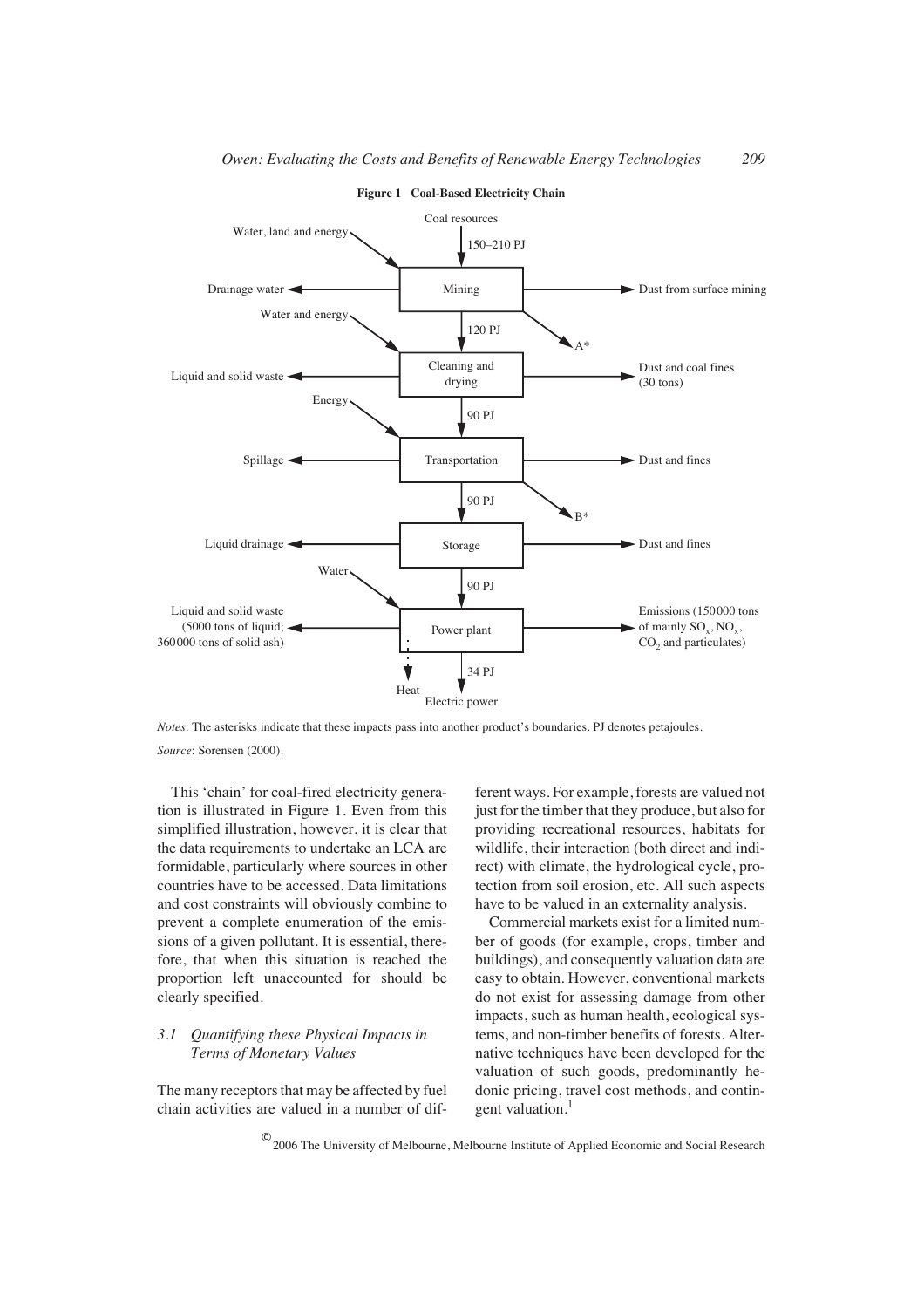**Figure 1 Coal-Based Electricity Chain**

Coal resources → 150–210 PJ → Mining

Mining: inputs — Water, land and energy; outputs — Drainage water; Dust from surface mining; A*

Mining → 120 PJ → Cleaning and drying

Cleaning and drying: inputs — Water and energy; outputs — Liquid and solid waste; Dust and coal fines (30 tons)

Cleaning and drying → 90 PJ → Transportation

Transportation: inputs — Energy; outputs — Spillage; Dust and fines; B*

Transportation → 90 PJ → Storage

Storage: outputs — Liquid drainage; Dust and fines

Storage → 90 PJ → Power plant

Power plant: inputs — Water; outputs — Liquid and solid waste (5000 tons of liquid; 360000 tons of solid ash); Emissions (150000 tons of mainly $SO_x$, $NO_x$, $CO_2$ and particulates); Heat; 34 PJ Electric power

*Notes*: The asterisks indicate that these impacts pass into another product's boundaries. PJ denotes petajoules.

*Source*: Sorensen (2000).

This 'chain' for coal-fired electricity generation is illustrated in Figure 1. Even from this simplified illustration, however, it is clear that the data requirements to undertake an LCA are formidable, particularly where sources in other countries have to be accessed. Data limitations and cost constraints will obviously combine to prevent a complete enumeration of the emissions of a given pollutant. It is essential, therefore, that when this situation is reached the proportion left unaccounted for should be clearly specified.

### *3.1 Quantifying these Physical Impacts in Terms of Monetary Values*

The many receptors that may be affected by fuel chain activities are valued in a number of different ways. For example, forests are valued not just for the timber that they produce, but also for providing recreational resources, habitats for wildlife, their interaction (both direct and indirect) with climate, the hydrological cycle, protection from soil erosion, etc. All such aspects have to be valued in an externality analysis.

Commercial markets exist for a limited number of goods (for example, crops, timber and buildings), and consequently valuation data are easy to obtain. However, conventional markets do not exist for assessing damage from other impacts, such as human health, ecological systems, and non-timber benefits of forests. Alternative techniques have been developed for the valuation of such goods, predominantly hedonic pricing, travel cost methods, and contingent valuation.[1]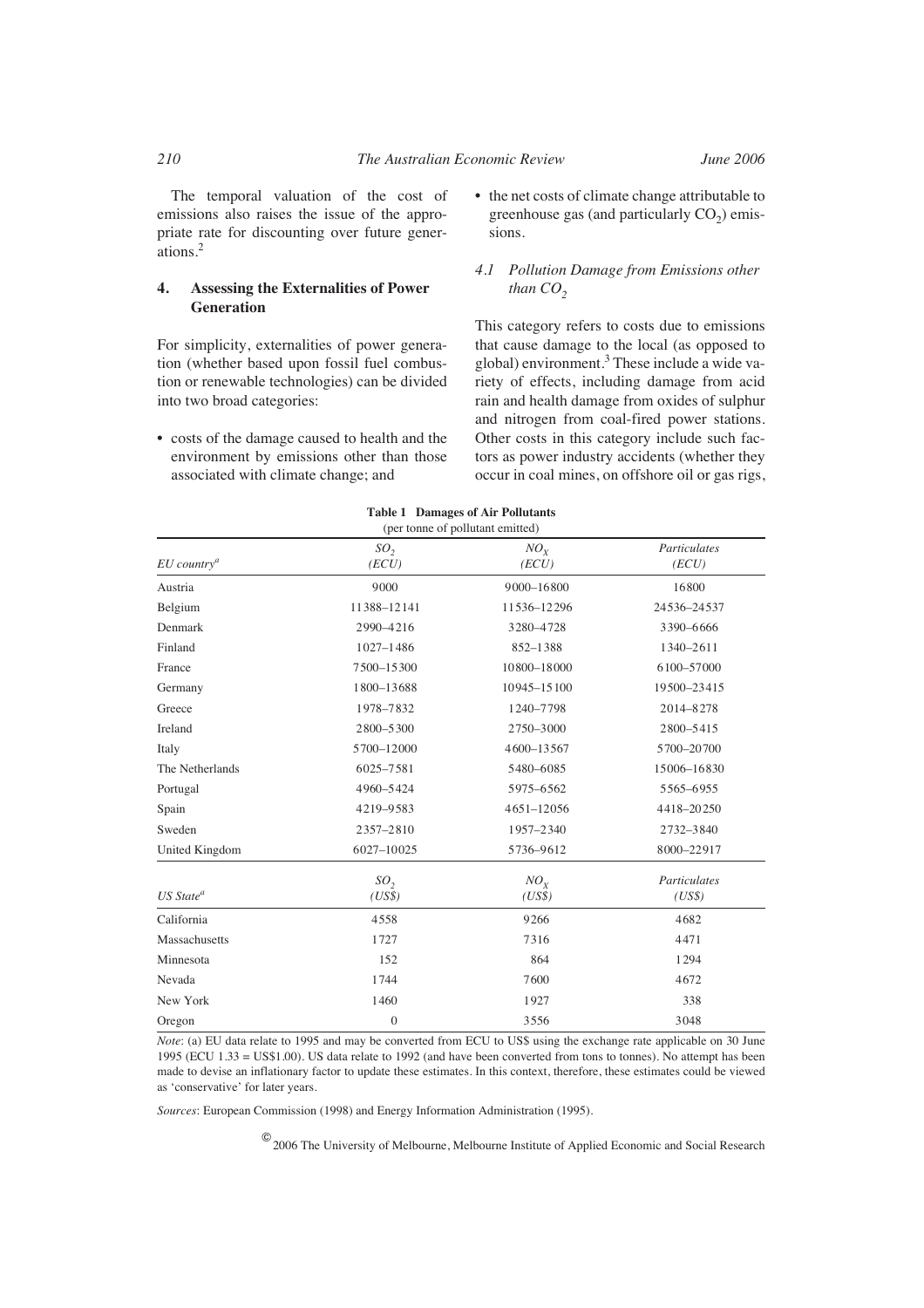The temporal valuation of the cost of emissions also raises the issue of the appropriate rate for discounting over future generations.[2]

## 4. Assessing the Externalities of Power Generation

For simplicity, externalities of power generation (whether based upon fossil fuel combustion or renewable technologies) can be divided into two broad categories:

- costs of the damage caused to health and the environment by emissions other than those associated with climate change; and
- the net costs of climate change attributable to greenhouse gas (and particularly $CO_2$) emissions.

### 4.1 Pollution Damage from Emissions other than $CO_2$

This category refers to costs due to emissions that cause damage to the local (as opposed to global) environment.[3] These include a wide variety of effects, including damage from acid rain and health damage from oxides of sulphur and nitrogen from coal-fired power stations. Other costs in this category include such factors as power industry accidents (whether they occur in coal mines, on offshore oil or gas rigs,

**Table 1 Damages of Air Pollutants**
(per tonne of pollutant emitted)

| *EU country*[a] | $SO_2$ *(ECU)* | $NO_X$ *(ECU)* | *Particulates (ECU)* |
|---|---|---|---|
| Austria | 9000 | 9000–16800 | 16800 |
| Belgium | 11388–12141 | 11536–12296 | 24536–24537 |
| Denmark | 2990–4216 | 3280–4728 | 3390–6666 |
| Finland | 1027–1486 | 852–1388 | 1340–2611 |
| France | 7500–15300 | 10800–18000 | 6100–57000 |
| Germany | 1800–13688 | 10945–15100 | 19500–23415 |
| Greece | 1978–7832 | 1240–7798 | 2014–8278 |
| Ireland | 2800–5300 | 2750–3000 | 2800–5415 |
| Italy | 5700–12000 | 4600–13567 | 5700–20700 |
| The Netherlands | 6025–7581 | 5480–6085 | 15006–16830 |
| Portugal | 4960–5424 | 5975–6562 | 5565–6955 |
| Spain | 4219–9583 | 4651–12056 | 4418–20250 |
| Sweden | 2357–2810 | 1957–2340 | 2732–3840 |
| United Kingdom | 6027–10025 | 5736–9612 | 8000–22917 |
| *US State*[a] | $SO_2$ *(US\$)* | $NO_X$ *(US\$)* | *Particulates (US\$)* |
| California | 4558 | 9266 | 4682 |
| Massachusetts | 1727 | 7316 | 4471 |
| Minnesota | 152 | 864 | 1294 |
| Nevada | 1744 | 7600 | 4672 |
| New York | 1460 | 1927 | 338 |
| Oregon | 0 | 3556 | 3048 |

*Note*: (a) EU data relate to 1995 and may be converted from ECU to US$ using the exchange rate applicable on 30 June 1995 (ECU 1.33 = US$1.00). US data relate to 1992 (and have been converted from tons to tonnes). No attempt has been made to devise an inflationary factor to update these estimates. In this context, therefore, these estimates could be viewed as 'conservative' for later years.

*Sources*: European Commission (1998) and Energy Information Administration (1995).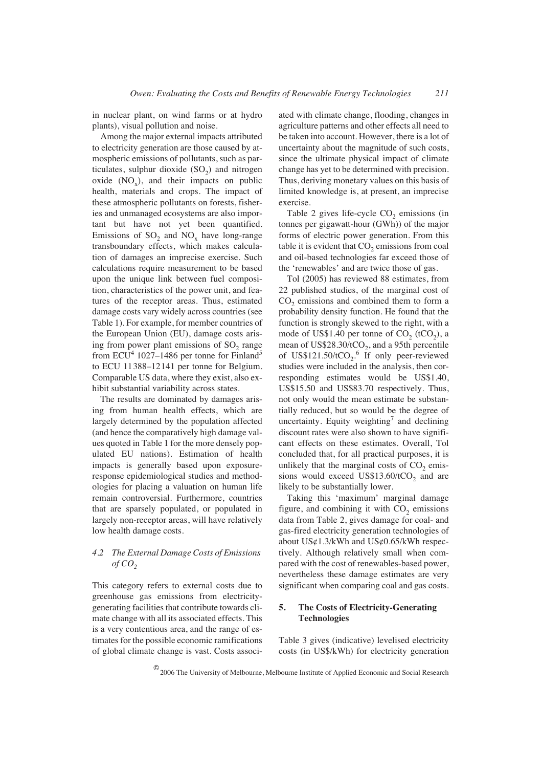in nuclear plant, on wind farms or at hydro plants), visual pollution and noise.

Among the major external impacts attributed to electricity generation are those caused by atmospheric emissions of pollutants, such as particulates, sulphur dioxide ($SO_2$) and nitrogen oxide ($NO_x$), and their impacts on public health, materials and crops. The impact of these atmospheric pollutants on forests, fisheries and unmanaged ecosystems are also important but have not yet been quantified. Emissions of $SO_2$ and $NO_x$ have long-range transboundary effects, which makes calculation of damages an imprecise exercise. Such calculations require measurement to be based upon the unique link between fuel composition, characteristics of the power unit, and features of the receptor areas. Thus, estimated damage costs vary widely across countries (see Table 1). For example, for member countries of the European Union (EU), damage costs arising from power plant emissions of $SO_2$ range from ECU[4] 1027–1486 per tonne for Finland[5] to ECU 11 388–12 141 per tonne for Belgium. Comparable US data, where they exist, also exhibit substantial variability across states.

The results are dominated by damages arising from human health effects, which are largely determined by the population affected (and hence the comparatively high damage values quoted in Table 1 for the more densely populated EU nations). Estimation of health impacts is generally based upon exposure-response epidemiological studies and methodologies for placing a valuation on human life remain controversial. Furthermore, countries that are sparsely populated, or populated in largely non-receptor areas, will have relatively low health damage costs.

### *4.2 The External Damage Costs of Emissions of $CO_2$*

This category refers to external costs due to greenhouse gas emissions from electricity-generating facilities that contribute towards climate change with all its associated effects. This is a very contentious area, and the range of estimates for the possible economic ramifications of global climate change is vast. Costs associated with climate change, flooding, changes in agriculture patterns and other effects all need to be taken into account. However, there is a lot of uncertainty about the magnitude of such costs, since the ultimate physical impact of climate change has yet to be determined with precision. Thus, deriving monetary values on this basis of limited knowledge is, at present, an imprecise exercise.

Table 2 gives life-cycle $CO_2$ emissions (in tonnes per gigawatt-hour (GWh)) of the major forms of electric power generation. From this table it is evident that $CO_2$ emissions from coal and oil-based technologies far exceed those of the 'renewables' and are twice those of gas.

Tol (2005) has reviewed 88 estimates, from 22 published studies, of the marginal cost of $CO_2$ emissions and combined them to form a probability density function. He found that the function is strongly skewed to the right, with a mode of US$1.40 per tonne of $CO_2$ ($tCO_2$), a mean of US$28.30/$tCO_2$, and a 95th percentile of US$121.50/$tCO_2$.[6] If only peer-reviewed studies were included in the analysis, then corresponding estimates would be US$1.40, US$15.50 and US$83.70 respectively. Thus, not only would the mean estimate be substantially reduced, but so would the degree of uncertainty. Equity weighting[7] and declining discount rates were also shown to have significant effects on these estimates. Overall, Tol concluded that, for all practical purposes, it is unlikely that the marginal costs of $CO_2$ emissions would exceed US$13.60/$tCO_2$ and are likely to be substantially lower.

Taking this 'maximum' marginal damage figure, and combining it with $CO_2$ emissions data from Table 2, gives damage for coal- and gas-fired electricity generation technologies of about US¢1.3/kWh and US¢0.65/kWh respectively. Although relatively small when compared with the cost of renewables-based power, nevertheless these damage estimates are very significant when comparing coal and gas costs.

## 5. The Costs of Electricity-Generating Technologies

Table 3 gives (indicative) levelised electricity costs (in US$/kWh) for electricity generation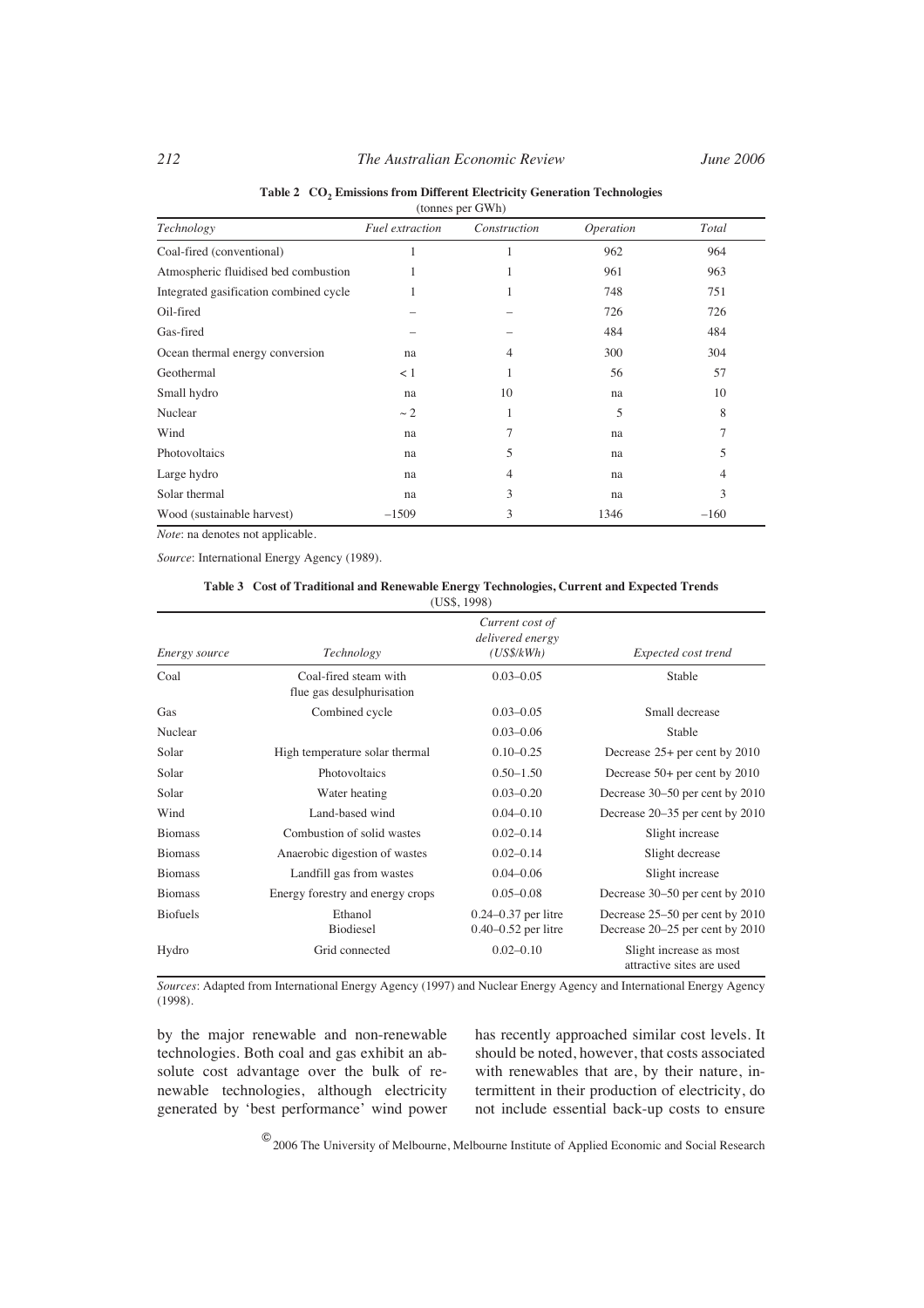**Table 2 $CO_2$ Emissions from Different Electricity Generation Technologies**
(tonnes per GWh)

| *Technology* | *Fuel extraction* | *Construction* | *Operation* | *Total* |
|---|---|---|---|---|
| Coal-fired (conventional) | 1 | 1 | 962 | 964 |
| Atmospheric fluidised bed combustion | 1 | 1 | 961 | 963 |
| Integrated gasification combined cycle | 1 | 1 | 748 | 751 |
| Oil-fired | – | – | 726 | 726 |
| Gas-fired | – | – | 484 | 484 |
| Ocean thermal energy conversion | na | 4 | 300 | 304 |
| Geothermal | < 1 | 1 | 56 | 57 |
| Small hydro | na | 10 | na | 10 |
| Nuclear | ~ 2 | 1 | 5 | 8 |
| Wind | na | 7 | na | 7 |
| Photovoltaics | na | 5 | na | 5 |
| Large hydro | na | 4 | na | 4 |
| Solar thermal | na | 3 | na | 3 |
| Wood (sustainable harvest) | −1509 | 3 | 1346 | −160 |

*Note*: na denotes not applicable.

*Source*: International Energy Agency (1989).

**Table 3 Cost of Traditional and Renewable Energy Technologies, Current and Expected Trends**
(US$, 1998)

| *Energy source* | *Technology* | *Current cost of delivered energy (US$/kWh)* | *Expected cost trend* |
|---|---|---|---|
| Coal | Coal-fired steam with flue gas desulphurisation | 0.03–0.05 | Stable |
| Gas | Combined cycle | 0.03–0.05 | Small decrease |
| Nuclear | | 0.03–0.06 | Stable |
| Solar | High temperature solar thermal | 0.10–0.25 | Decrease 25+ per cent by 2010 |
| Solar | Photovoltaics | 0.50–1.50 | Decrease 50+ per cent by 2010 |
| Solar | Water heating | 0.03–0.20 | Decrease 30–50 per cent by 2010 |
| Wind | Land-based wind | 0.04–0.10 | Decrease 20–35 per cent by 2010 |
| Biomass | Combustion of solid wastes | 0.02–0.14 | Slight increase |
| Biomass | Anaerobic digestion of wastes | 0.02–0.14 | Slight decrease |
| Biomass | Landfill gas from wastes | 0.04–0.06 | Slight increase |
| Biomass | Energy forestry and energy crops | 0.05–0.08 | Decrease 30–50 per cent by 2010 |
| Biofuels | Ethanol<br>Biodiesel | 0.24–0.37 per litre<br>0.40–0.52 per litre | Decrease 25–50 per cent by 2010<br>Decrease 20–25 per cent by 2010 |
| Hydro | Grid connected | 0.02–0.10 | Slight increase as most attractive sites are used |

*Sources*: Adapted from International Energy Agency (1997) and Nuclear Energy Agency and International Energy Agency (1998).

by the major renewable and non-renewable technologies. Both coal and gas exhibit an absolute cost advantage over the bulk of renewable technologies, although electricity generated by 'best performance' wind power has recently approached similar cost levels. It should be noted, however, that costs associated with renewables that are, by their nature, intermittent in their production of electricity, do not include essential back-up costs to ensure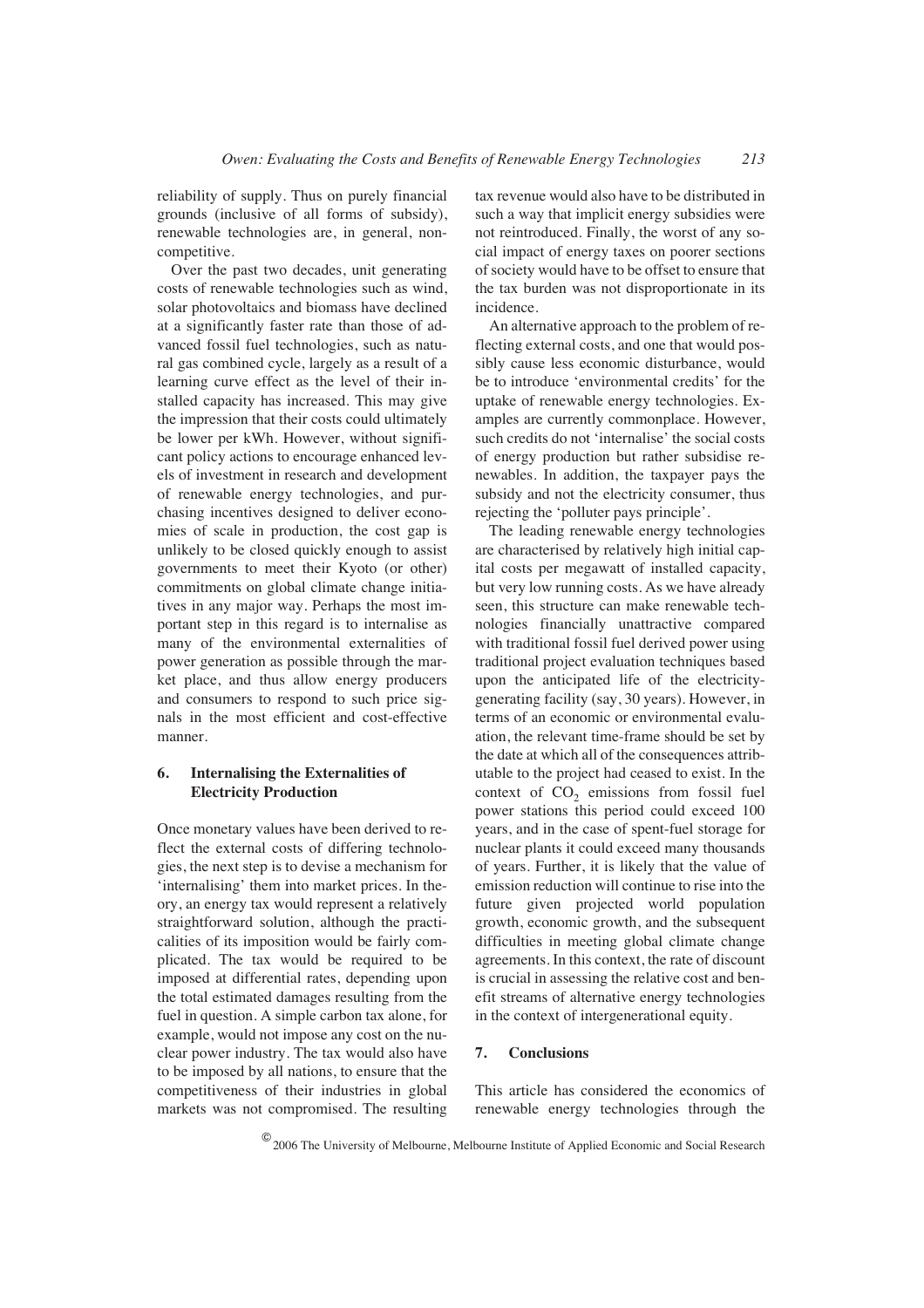reliability of supply. Thus on purely financial grounds (inclusive of all forms of subsidy), renewable technologies are, in general, non-competitive.

Over the past two decades, unit generating costs of renewable technologies such as wind, solar photovoltaics and biomass have declined at a significantly faster rate than those of advanced fossil fuel technologies, such as natural gas combined cycle, largely as a result of a learning curve effect as the level of their installed capacity has increased. This may give the impression that their costs could ultimately be lower per kWh. However, without significant policy actions to encourage enhanced levels of investment in research and development of renewable energy technologies, and purchasing incentives designed to deliver economies of scale in production, the cost gap is unlikely to be closed quickly enough to assist governments to meet their Kyoto (or other) commitments on global climate change initiatives in any major way. Perhaps the most important step in this regard is to internalise as many of the environmental externalities of power generation as possible through the market place, and thus allow energy producers and consumers to respond to such price signals in the most efficient and cost-effective manner.

## 6. Internalising the Externalities of Electricity Production

Once monetary values have been derived to reflect the external costs of differing technologies, the next step is to devise a mechanism for 'internalising' them into market prices. In theory, an energy tax would represent a relatively straightforward solution, although the practicalities of its imposition would be fairly complicated. The tax would be required to be imposed at differential rates, depending upon the total estimated damages resulting from the fuel in question. A simple carbon tax alone, for example, would not impose any cost on the nuclear power industry. The tax would also have to be imposed by all nations, to ensure that the competitiveness of their industries in global markets was not compromised. The resulting tax revenue would also have to be distributed in such a way that implicit energy subsidies were not reintroduced. Finally, the worst of any social impact of energy taxes on poorer sections of society would have to be offset to ensure that the tax burden was not disproportionate in its incidence.

An alternative approach to the problem of reflecting external costs, and one that would possibly cause less economic disturbance, would be to introduce 'environmental credits' for the uptake of renewable energy technologies. Examples are currently commonplace. However, such credits do not 'internalise' the social costs of energy production but rather subsidise renewables. In addition, the taxpayer pays the subsidy and not the electricity consumer, thus rejecting the 'polluter pays principle'.

The leading renewable energy technologies are characterised by relatively high initial capital costs per megawatt of installed capacity, but very low running costs. As we have already seen, this structure can make renewable technologies financially unattractive compared with traditional fossil fuel derived power using traditional project evaluation techniques based upon the anticipated life of the electricity-generating facility (say, 30 years). However, in terms of an economic or environmental evaluation, the relevant time-frame should be set by the date at which all of the consequences attributable to the project had ceased to exist. In the context of $CO_2$ emissions from fossil fuel power stations this period could exceed 100 years, and in the case of spent-fuel storage for nuclear plants it could exceed many thousands of years. Further, it is likely that the value of emission reduction will continue to rise into the future given projected world population growth, economic growth, and the subsequent difficulties in meeting global climate change agreements. In this context, the rate of discount is crucial in assessing the relative cost and benefit streams of alternative energy technologies in the context of intergenerational equity.

## 7. Conclusions

This article has considered the economics of renewable energy technologies through the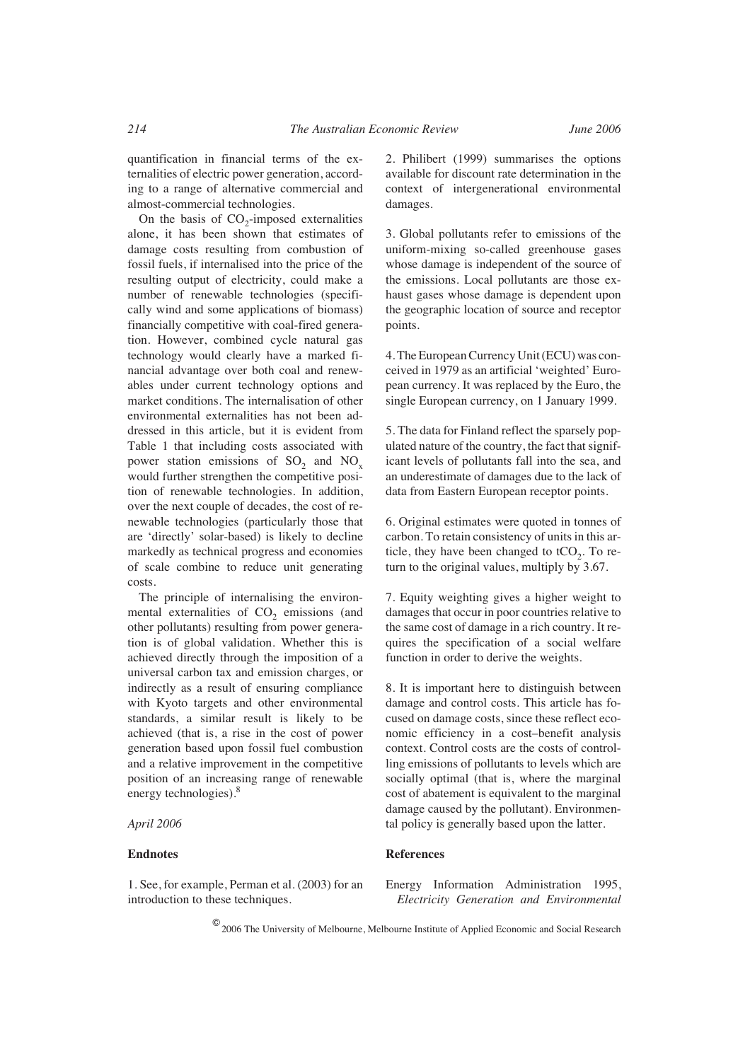quantification in financial terms of the externalities of electric power generation, according to a range of alternative commercial and almost-commercial technologies.

On the basis of $CO_2$-imposed externalities alone, it has been shown that estimates of damage costs resulting from combustion of fossil fuels, if internalised into the price of the resulting output of electricity, could make a number of renewable technologies (specifically wind and some applications of biomass) financially competitive with coal-fired generation. However, combined cycle natural gas technology would clearly have a marked financial advantage over both coal and renewables under current technology options and market conditions. The internalisation of other environmental externalities has not been addressed in this article, but it is evident from Table 1 that including costs associated with power station emissions of $SO_2$ and $NO_x$ would further strengthen the competitive position of renewable technologies. In addition, over the next couple of decades, the cost of renewable technologies (particularly those that are 'directly' solar-based) is likely to decline markedly as technical progress and economies of scale combine to reduce unit generating costs.

The principle of internalising the environmental externalities of $CO_2$ emissions (and other pollutants) resulting from power generation is of global validation. Whether this is achieved directly through the imposition of a universal carbon tax and emission charges, or indirectly as a result of ensuring compliance with Kyoto targets and other environmental standards, a similar result is likely to be achieved (that is, a rise in the cost of power generation based upon fossil fuel combustion and a relative improvement in the competitive position of an increasing range of renewable energy technologies).[8]

*April 2006*

**Endnotes**

1. See, for example, Perman et al. (2003) for an introduction to these techniques.

2. Philibert (1999) summarises the options available for discount rate determination in the context of intergenerational environmental damages.

3. Global pollutants refer to emissions of the uniform-mixing so-called greenhouse gases whose damage is independent of the source of the emissions. Local pollutants are those exhaust gases whose damage is dependent upon the geographic location of source and receptor points.

4. The European Currency Unit (ECU) was conceived in 1979 as an artificial 'weighted' European currency. It was replaced by the Euro, the single European currency, on 1 January 1999.

5. The data for Finland reflect the sparsely populated nature of the country, the fact that significant levels of pollutants fall into the sea, and an underestimate of damages due to the lack of data from Eastern European receptor points.

6. Original estimates were quoted in tonnes of carbon. To retain consistency of units in this article, they have been changed to $tCO_2$. To return to the original values, multiply by 3.67.

7. Equity weighting gives a higher weight to damages that occur in poor countries relative to the same cost of damage in a rich country. It requires the specification of a social welfare function in order to derive the weights.

8. It is important here to distinguish between damage and control costs. This article has focused on damage costs, since these reflect economic efficiency in a cost–benefit analysis context. Control costs are the costs of controlling emissions of pollutants to levels which are socially optimal (that is, where the marginal cost of abatement is equivalent to the marginal damage caused by the pollutant). Environmental policy is generally based upon the latter.

**References**

Energy Information Administration 1995, *Electricity Generation and Environmental*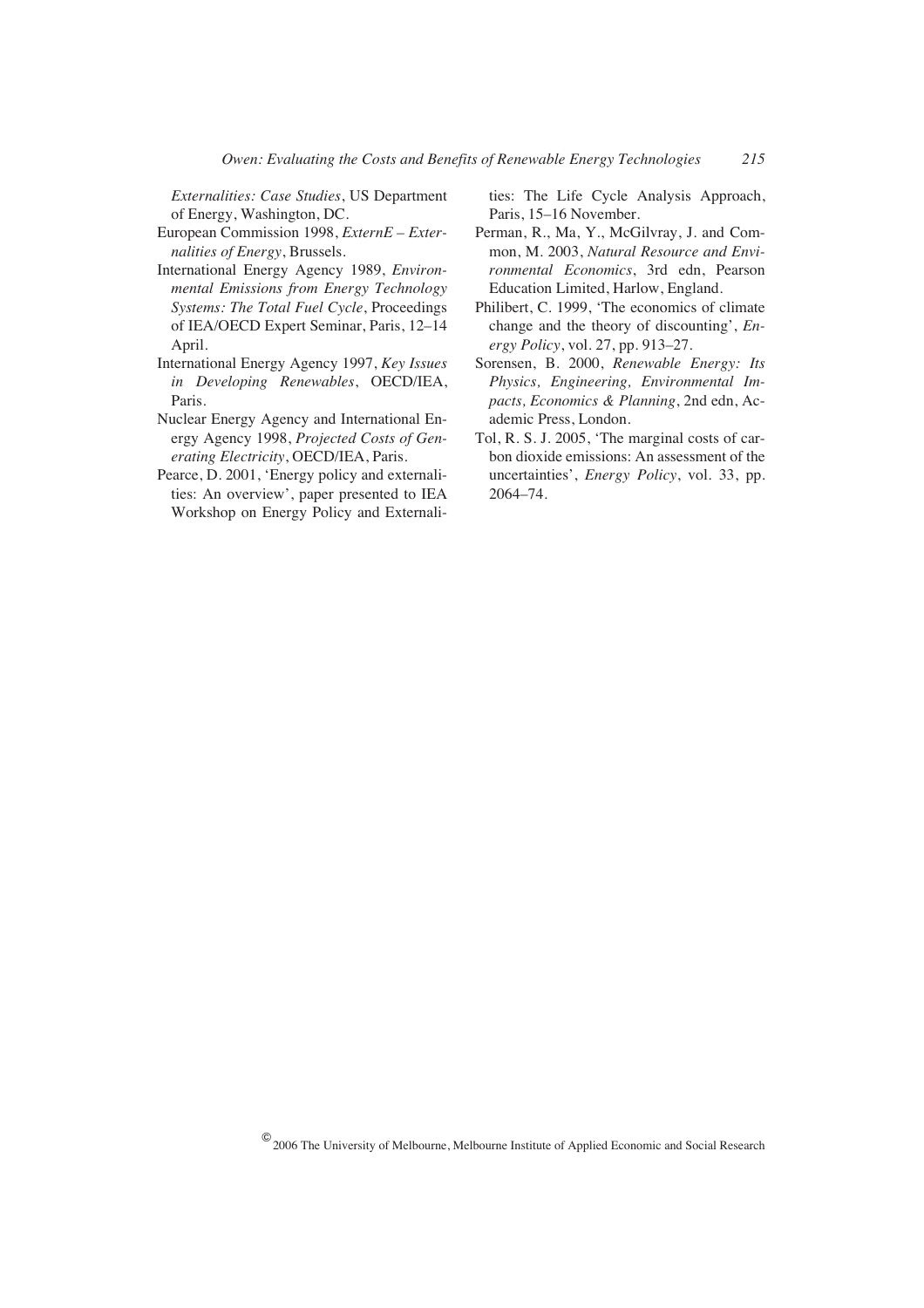*Externalities: Case Studies*, US Department of Energy, Washington, DC.

European Commission 1998, *ExternE – Externalities of Energy*, Brussels.

International Energy Agency 1989, *Environmental Emissions from Energy Technology Systems: The Total Fuel Cycle*, Proceedings of IEA/OECD Expert Seminar, Paris, 12–14 April.

International Energy Agency 1997, *Key Issues in Developing Renewables*, OECD/IEA, Paris.

Nuclear Energy Agency and International Energy Agency 1998, *Projected Costs of Generating Electricity*, OECD/IEA, Paris.

Pearce, D. 2001, 'Energy policy and externalities: An overview', paper presented to IEA Workshop on Energy Policy and Externalities: The Life Cycle Analysis Approach, Paris, 15–16 November.

Perman, R., Ma, Y., McGilvray, J. and Common, M. 2003, *Natural Resource and Environmental Economics*, 3rd edn, Pearson Education Limited, Harlow, England.

Philibert, C. 1999, 'The economics of climate change and the theory of discounting', *Energy Policy*, vol. 27, pp. 913–27.

Sorensen, B. 2000, *Renewable Energy: Its Physics, Engineering, Environmental Impacts, Economics & Planning*, 2nd edn, Academic Press, London.

Tol, R. S. J. 2005, 'The marginal costs of carbon dioxide emissions: An assessment of the uncertainties', *Energy Policy*, vol. 33, pp. 2064–74.

© 2006 The University of Melbourne, Melbourne Institute of Applied Economic and Social Research